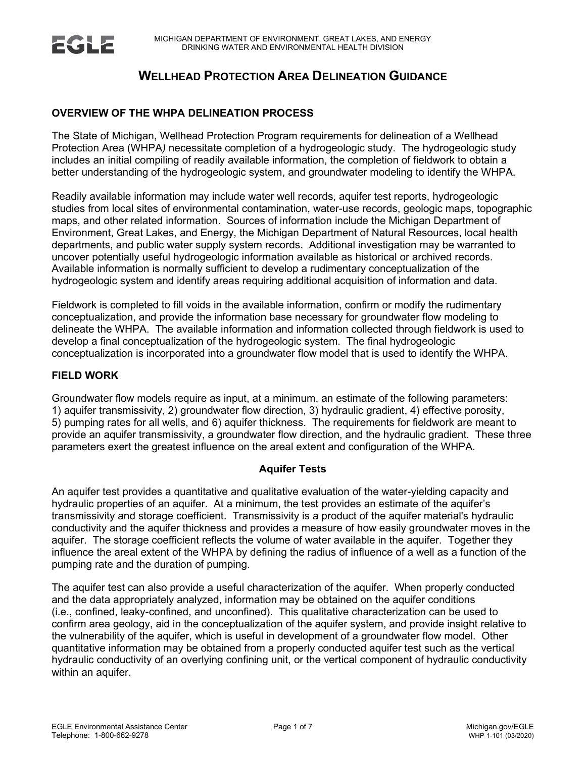# WELLHEAD PROTECTION AREA DELINEATION GUIDANCE

## OVERVIEW OF THE WHPA DELINEATION PROCESS

The State of Michigan, Wellhead Protection Program requirements for delineation of a Wellhead Protection Area (WHPA*)* necessitate completion of a hydrogeologic study. The hydrogeologic study includes an initial compiling of readily available information, the completion of fieldwork to obtain a better understanding of the hydrogeologic system, and groundwater modeling to identify the WHPA.

Readily available information may include water well records, aquifer test reports, hydrogeologic studies from local sites of environmental contamination, water-use records, geologic maps, topographic maps, and other related information. Sources of information include the Michigan Department of Environment, Great Lakes, and Energy, the Michigan Department of Natural Resources, local health departments, and public water supply system records. Additional investigation may be warranted to uncover potentially useful hydrogeologic information available as historical or archived records. Available information is normally sufficient to develop a rudimentary conceptualization of the hydrogeologic system and identify areas requiring additional acquisition of information and data.

Fieldwork is completed to fill voids in the available information, confirm or modify the rudimentary conceptualization, and provide the information base necessary for groundwater flow modeling to delineate the WHPA. The available information and information collected through fieldwork is used to develop a final conceptualization of the hydrogeologic system. The final hydrogeologic conceptualization is incorporated into a groundwater flow model that is used to identify the WHPA.

## FIELD WORK

Groundwater flow models require as input, at a minimum, an estimate of the following parameters: 1) aquifer transmissivity, 2) groundwater flow direction, 3) hydraulic gradient, 4) effective porosity, 5) pumping rates for all wells, and 6) aquifer thickness. The requirements for fieldwork are meant to provide an aquifer transmissivity, a groundwater flow direction, and the hydraulic gradient. These three parameters exert the greatest influence on the areal extent and configuration of the WHPA.

### Aquifer Tests

An aquifer test provides a quantitative and qualitative evaluation of the water-yielding capacity and hydraulic properties of an aquifer. At a minimum, the test provides an estimate of the aquifer's transmissivity and storage coefficient. Transmissivity is a product of the aquifer material's hydraulic conductivity and the aquifer thickness and provides a measure of how easily groundwater moves in the aquifer. The storage coefficient reflects the volume of water available in the aquifer. Together they influence the areal extent of the WHPA by defining the radius of influence of a well as a function of the pumping rate and the duration of pumping.

The aquifer test can also provide a useful characterization of the aquifer. When properly conducted and the data appropriately analyzed, information may be obtained on the aquifer conditions (i.e., confined, leaky-confined, and unconfined). This qualitative characterization can be used to confirm area geology, aid in the conceptualization of the aquifer system, and provide insight relative to the vulnerability of the aquifer, which is useful in development of a groundwater flow model. Other quantitative information may be obtained from a properly conducted aquifer test such as the vertical hydraulic conductivity of an overlying confining unit, or the vertical component of hydraulic conductivity within an aquifer.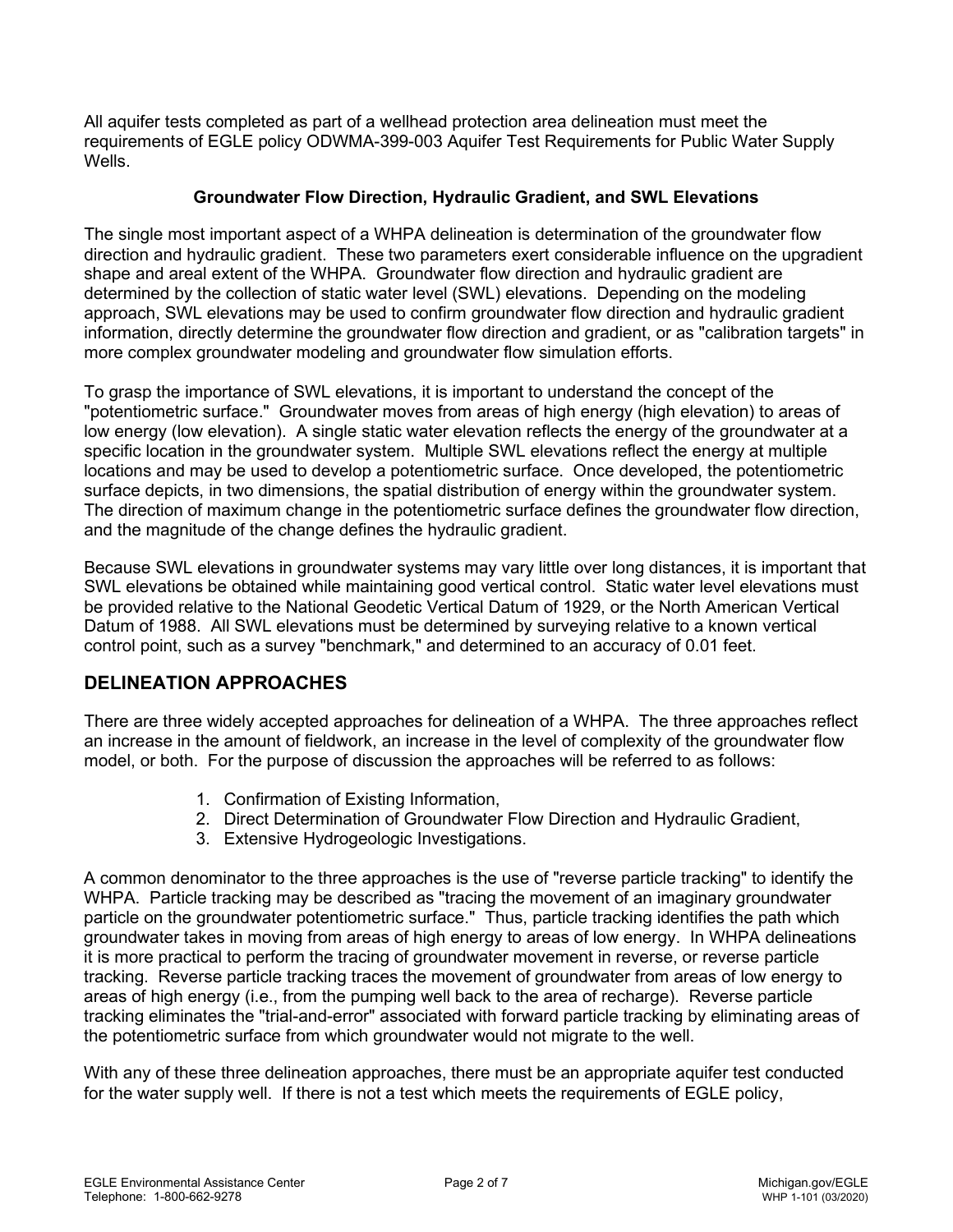All aquifer tests completed as part of a wellhead protection area delineation must meet the requirements of EGLE policy ODWMA-399-003 Aquifer Test Requirements for Public Water Supply Wells.

### Groundwater Flow Direction, Hydraulic Gradient, and SWL Elevations

The single most important aspect of a WHPA delineation is determination of the groundwater flow direction and hydraulic gradient. These two parameters exert considerable influence on the upgradient shape and areal extent of the WHPA. Groundwater flow direction and hydraulic gradient are determined by the collection of static water level (SWL) elevations. Depending on the modeling approach, SWL elevations may be used to confirm groundwater flow direction and hydraulic gradient information, directly determine the groundwater flow direction and gradient, or as "calibration targets" in more complex groundwater modeling and groundwater flow simulation efforts.

To grasp the importance of SWL elevations, it is important to understand the concept of the "potentiometric surface." Groundwater moves from areas of high energy (high elevation) to areas of low energy (low elevation). A single static water elevation reflects the energy of the groundwater at a specific location in the groundwater system. Multiple SWL elevations reflect the energy at multiple locations and may be used to develop a potentiometric surface. Once developed, the potentiometric surface depicts, in two dimensions, the spatial distribution of energy within the groundwater system. The direction of maximum change in the potentiometric surface defines the groundwater flow direction, and the magnitude of the change defines the hydraulic gradient.

Because SWL elevations in groundwater systems may vary little over long distances, it is important that SWL elevations be obtained while maintaining good vertical control. Static water level elevations must be provided relative to the National Geodetic Vertical Datum of 1929, or the North American Vertical Datum of 1988. All SWL elevations must be determined by surveying relative to a known vertical control point, such as a survey "benchmark," and determined to an accuracy of 0.01 feet.

## DELINEATION APPROACHES

There are three widely accepted approaches for delineation of a WHPA. The three approaches reflect an increase in the amount of fieldwork, an increase in the level of complexity of the groundwater flow model, or both. For the purpose of discussion the approaches will be referred to as follows:

1. Confirmation of Existing Information,
2. Direct Determination of Groundwater Flow Direction and Hydraulic Gradient,
3. Extensive Hydrogeologic Investigations.

A common denominator to the three approaches is the use of "reverse particle tracking" to identify the WHPA. Particle tracking may be described as "tracing the movement of an imaginary groundwater particle on the groundwater potentiometric surface." Thus, particle tracking identifies the path which groundwater takes in moving from areas of high energy to areas of low energy. In WHPA delineations it is more practical to perform the tracing of groundwater movement in reverse, or reverse particle tracking. Reverse particle tracking traces the movement of groundwater from areas of low energy to areas of high energy (i.e., from the pumping well back to the area of recharge). Reverse particle tracking eliminates the "trial-and-error" associated with forward particle tracking by eliminating areas of the potentiometric surface from which groundwater would not migrate to the well.

With any of these three delineation approaches, there must be an appropriate aquifer test conducted for the water supply well. If there is not a test which meets the requirements of EGLE policy,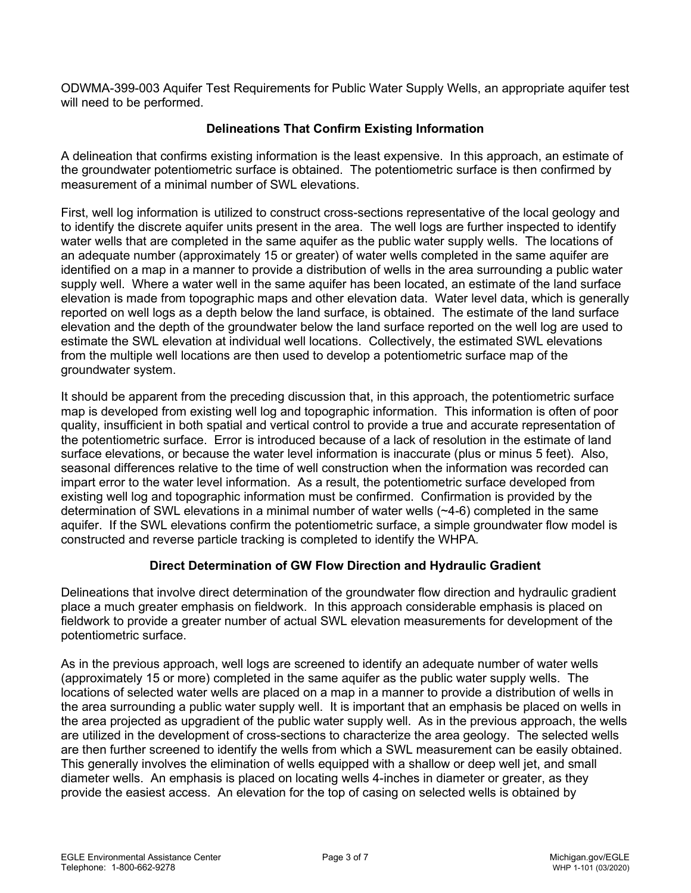ODWMA-399-003 Aquifer Test Requirements for Public Water Supply Wells, an appropriate aquifer test will need to be performed.

### Delineations That Confirm Existing Information

A delineation that confirms existing information is the least expensive. In this approach, an estimate of the groundwater potentiometric surface is obtained. The potentiometric surface is then confirmed by measurement of a minimal number of SWL elevations.

First, well log information is utilized to construct cross-sections representative of the local geology and to identify the discrete aquifer units present in the area. The well logs are further inspected to identify water wells that are completed in the same aquifer as the public water supply wells. The locations of an adequate number (approximately 15 or greater) of water wells completed in the same aquifer are identified on a map in a manner to provide a distribution of wells in the area surrounding a public water supply well. Where a water well in the same aquifer has been located, an estimate of the land surface elevation is made from topographic maps and other elevation data. Water level data, which is generally reported on well logs as a depth below the land surface, is obtained. The estimate of the land surface elevation and the depth of the groundwater below the land surface reported on the well log are used to estimate the SWL elevation at individual well locations. Collectively, the estimated SWL elevations from the multiple well locations are then used to develop a potentiometric surface map of the groundwater system.

It should be apparent from the preceding discussion that, in this approach, the potentiometric surface map is developed from existing well log and topographic information. This information is often of poor quality, insufficient in both spatial and vertical control to provide a true and accurate representation of the potentiometric surface. Error is introduced because of a lack of resolution in the estimate of land surface elevations, or because the water level information is inaccurate (plus or minus 5 feet). Also, seasonal differences relative to the time of well construction when the information was recorded can impart error to the water level information. As a result, the potentiometric surface developed from existing well log and topographic information must be confirmed. Confirmation is provided by the determination of SWL elevations in a minimal number of water wells (~4-6) completed in the same aquifer. If the SWL elevations confirm the potentiometric surface, a simple groundwater flow model is constructed and reverse particle tracking is completed to identify the WHPA.

### Direct Determination of GW Flow Direction and Hydraulic Gradient

Delineations that involve direct determination of the groundwater flow direction and hydraulic gradient place a much greater emphasis on fieldwork. In this approach considerable emphasis is placed on fieldwork to provide a greater number of actual SWL elevation measurements for development of the potentiometric surface.

As in the previous approach, well logs are screened to identify an adequate number of water wells (approximately 15 or more) completed in the same aquifer as the public water supply wells. The locations of selected water wells are placed on a map in a manner to provide a distribution of wells in the area surrounding a public water supply well. It is important that an emphasis be placed on wells in the area projected as upgradient of the public water supply well. As in the previous approach, the wells are utilized in the development of cross-sections to characterize the area geology. The selected wells are then further screened to identify the wells from which a SWL measurement can be easily obtained. This generally involves the elimination of wells equipped with a shallow or deep well jet, and small diameter wells. An emphasis is placed on locating wells 4-inches in diameter or greater, as they provide the easiest access. An elevation for the top of casing on selected wells is obtained by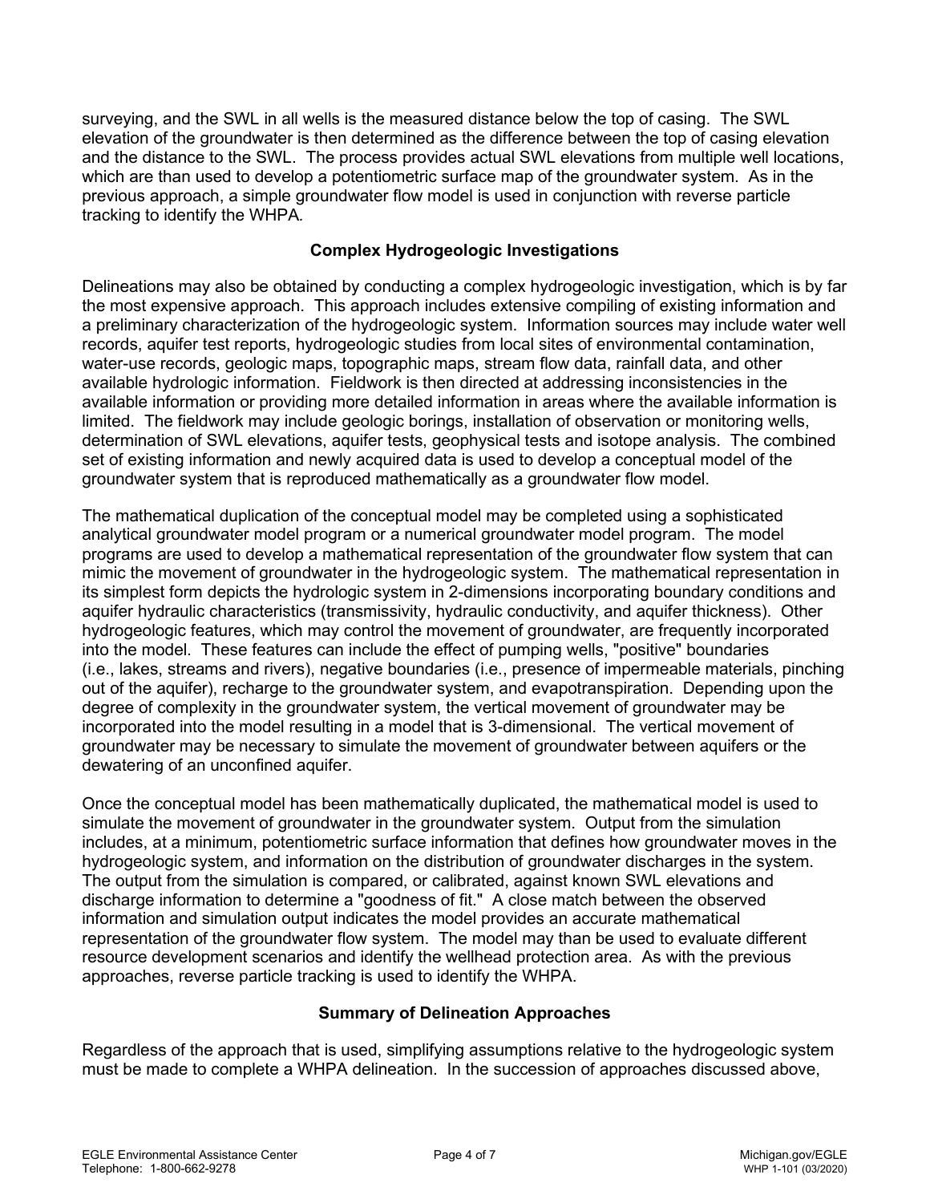surveying, and the SWL in all wells is the measured distance below the top of casing. The SWL elevation of the groundwater is then determined as the difference between the top of casing elevation and the distance to the SWL. The process provides actual SWL elevations from multiple well locations, which are than used to develop a potentiometric surface map of the groundwater system. As in the previous approach, a simple groundwater flow model is used in conjunction with reverse particle tracking to identify the WHPA.

### Complex Hydrogeologic Investigations

Delineations may also be obtained by conducting a complex hydrogeologic investigation, which is by far the most expensive approach. This approach includes extensive compiling of existing information and a preliminary characterization of the hydrogeologic system. Information sources may include water well records, aquifer test reports, hydrogeologic studies from local sites of environmental contamination, water-use records, geologic maps, topographic maps, stream flow data, rainfall data, and other available hydrologic information. Fieldwork is then directed at addressing inconsistencies in the available information or providing more detailed information in areas where the available information is limited. The fieldwork may include geologic borings, installation of observation or monitoring wells, determination of SWL elevations, aquifer tests, geophysical tests and isotope analysis. The combined set of existing information and newly acquired data is used to develop a conceptual model of the groundwater system that is reproduced mathematically as a groundwater flow model.

The mathematical duplication of the conceptual model may be completed using a sophisticated analytical groundwater model program or a numerical groundwater model program. The model programs are used to develop a mathematical representation of the groundwater flow system that can mimic the movement of groundwater in the hydrogeologic system. The mathematical representation in its simplest form depicts the hydrologic system in 2-dimensions incorporating boundary conditions and aquifer hydraulic characteristics (transmissivity, hydraulic conductivity, and aquifer thickness). Other hydrogeologic features, which may control the movement of groundwater, are frequently incorporated into the model. These features can include the effect of pumping wells, "positive" boundaries (i.e., lakes, streams and rivers), negative boundaries (i.e., presence of impermeable materials, pinching out of the aquifer), recharge to the groundwater system, and evapotranspiration. Depending upon the degree of complexity in the groundwater system, the vertical movement of groundwater may be incorporated into the model resulting in a model that is 3-dimensional. The vertical movement of groundwater may be necessary to simulate the movement of groundwater between aquifers or the dewatering of an unconfined aquifer.

Once the conceptual model has been mathematically duplicated, the mathematical model is used to simulate the movement of groundwater in the groundwater system. Output from the simulation includes, at a minimum, potentiometric surface information that defines how groundwater moves in the hydrogeologic system, and information on the distribution of groundwater discharges in the system. The output from the simulation is compared, or calibrated, against known SWL elevations and discharge information to determine a "goodness of fit." A close match between the observed information and simulation output indicates the model provides an accurate mathematical representation of the groundwater flow system. The model may than be used to evaluate different resource development scenarios and identify the wellhead protection area. As with the previous approaches, reverse particle tracking is used to identify the WHPA.

### Summary of Delineation Approaches

Regardless of the approach that is used, simplifying assumptions relative to the hydrogeologic system must be made to complete a WHPA delineation. In the succession of approaches discussed above,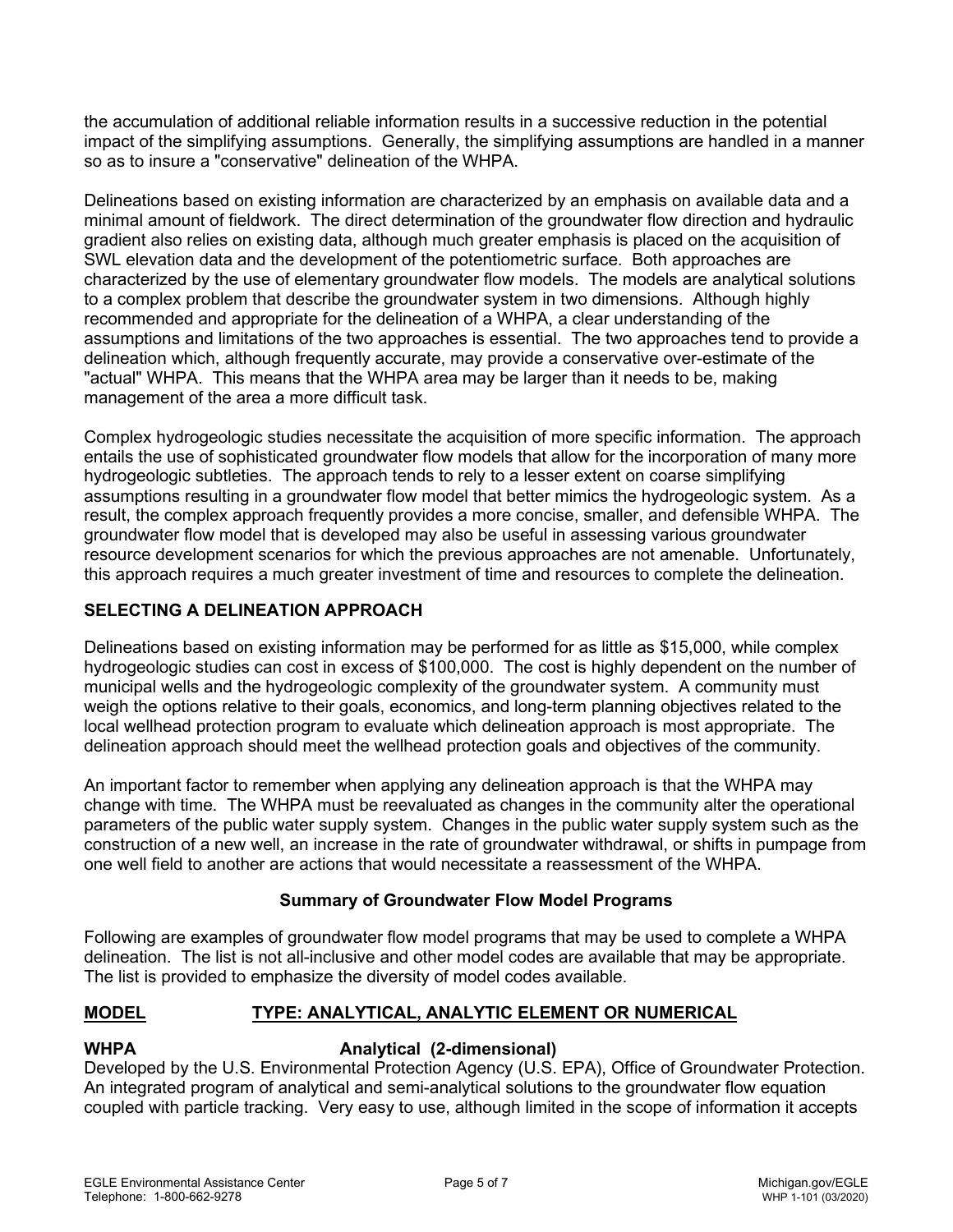the accumulation of additional reliable information results in a successive reduction in the potential impact of the simplifying assumptions. Generally, the simplifying assumptions are handled in a manner so as to insure a "conservative" delineation of the WHPA.

Delineations based on existing information are characterized by an emphasis on available data and a minimal amount of fieldwork. The direct determination of the groundwater flow direction and hydraulic gradient also relies on existing data, although much greater emphasis is placed on the acquisition of SWL elevation data and the development of the potentiometric surface. Both approaches are characterized by the use of elementary groundwater flow models. The models are analytical solutions to a complex problem that describe the groundwater system in two dimensions. Although highly recommended and appropriate for the delineation of a WHPA, a clear understanding of the assumptions and limitations of the two approaches is essential. The two approaches tend to provide a delineation which, although frequently accurate, may provide a conservative over-estimate of the "actual" WHPA. This means that the WHPA area may be larger than it needs to be, making management of the area a more difficult task.

Complex hydrogeologic studies necessitate the acquisition of more specific information. The approach entails the use of sophisticated groundwater flow models that allow for the incorporation of many more hydrogeologic subtleties. The approach tends to rely to a lesser extent on coarse simplifying assumptions resulting in a groundwater flow model that better mimics the hydrogeologic system. As a result, the complex approach frequently provides a more concise, smaller, and defensible WHPA. The groundwater flow model that is developed may also be useful in assessing various groundwater resource development scenarios for which the previous approaches are not amenable. Unfortunately, this approach requires a much greater investment of time and resources to complete the delineation.

## SELECTING A DELINEATION APPROACH

Delineations based on existing information may be performed for as little as $15,000, while complex hydrogeologic studies can cost in excess of $100,000. The cost is highly dependent on the number of municipal wells and the hydrogeologic complexity of the groundwater system. A community must weigh the options relative to their goals, economics, and long-term planning objectives related to the local wellhead protection program to evaluate which delineation approach is most appropriate. The delineation approach should meet the wellhead protection goals and objectives of the community.

An important factor to remember when applying any delineation approach is that the WHPA may change with time. The WHPA must be reevaluated as changes in the community alter the operational parameters of the public water supply system. Changes in the public water supply system such as the construction of a new well, an increase in the rate of groundwater withdrawal, or shifts in pumpage from one well field to another are actions that would necessitate a reassessment of the WHPA.

### Summary of Groundwater Flow Model Programs

Following are examples of groundwater flow model programs that may be used to complete a WHPA delineation. The list is not all-inclusive and other model codes are available that may be appropriate. The list is provided to emphasize the diversity of model codes available.

**MODEL** **TYPE: ANALYTICAL, ANALYTIC ELEMENT OR NUMERICAL**

**WHPA** **Analytical (2-dimensional)**

Developed by the U.S. Environmental Protection Agency (U.S. EPA), Office of Groundwater Protection. An integrated program of analytical and semi-analytical solutions to the groundwater flow equation coupled with particle tracking. Very easy to use, although limited in the scope of information it accepts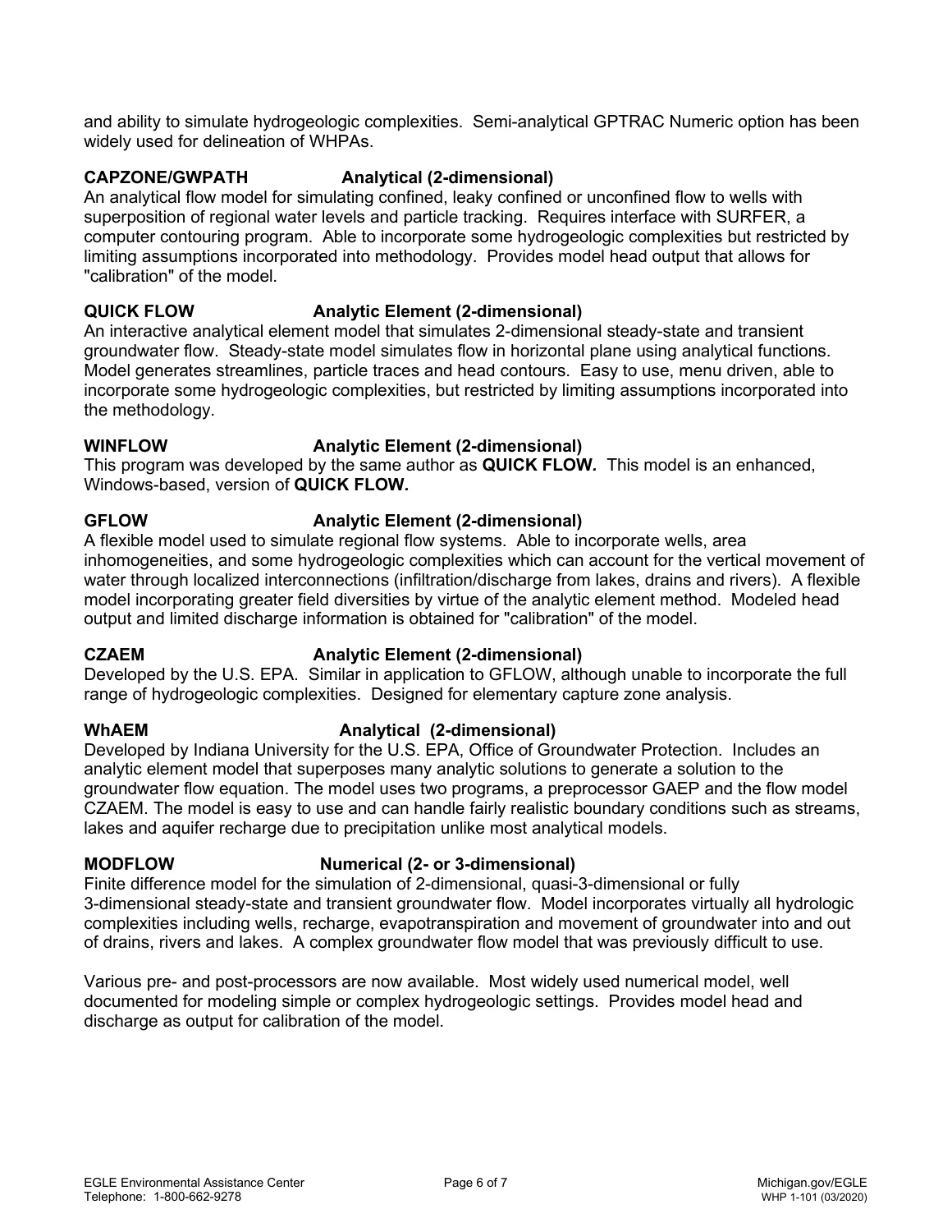and ability to simulate hydrogeologic complexities. Semi-analytical GPTRAC Numeric option has been widely used for delineation of WHPAs.

**CAPZONE/GWPATH Analytical (2-dimensional)**

An analytical flow model for simulating confined, leaky confined or unconfined flow to wells with superposition of regional water levels and particle tracking. Requires interface with SURFER, a computer contouring program. Able to incorporate some hydrogeologic complexities but restricted by limiting assumptions incorporated into methodology. Provides model head output that allows for "calibration" of the model.

**QUICK FLOW Analytic Element (2-dimensional)**

An interactive analytical element model that simulates 2-dimensional steady-state and transient groundwater flow. Steady-state model simulates flow in horizontal plane using analytical functions. Model generates streamlines, particle traces and head contours. Easy to use, menu driven, able to incorporate some hydrogeologic complexities, but restricted by limiting assumptions incorporated into the methodology.

**WINFLOW Analytic Element (2-dimensional)**

This program was developed by the same author as **QUICK FLOW.** This model is an enhanced, Windows-based, version of **QUICK FLOW.**

**GFLOW Analytic Element (2-dimensional)**

A flexible model used to simulate regional flow systems. Able to incorporate wells, area inhomogeneities, and some hydrogeologic complexities which can account for the vertical movement of water through localized interconnections (infiltration/discharge from lakes, drains and rivers). A flexible model incorporating greater field diversities by virtue of the analytic element method. Modeled head output and limited discharge information is obtained for "calibration" of the model.

**CZAEM Analytic Element (2-dimensional)**

Developed by the U.S. EPA. Similar in application to GFLOW, although unable to incorporate the full range of hydrogeologic complexities. Designed for elementary capture zone analysis.

**WhAEM Analytical (2-dimensional)**

Developed by Indiana University for the U.S. EPA, Office of Groundwater Protection. Includes an analytic element model that superposes many analytic solutions to generate a solution to the groundwater flow equation. The model uses two programs, a preprocessor GAEP and the flow model CZAEM. The model is easy to use and can handle fairly realistic boundary conditions such as streams, lakes and aquifer recharge due to precipitation unlike most analytical models.

**MODFLOW Numerical (2- or 3-dimensional)**

Finite difference model for the simulation of 2-dimensional, quasi-3-dimensional or fully 3-dimensional steady-state and transient groundwater flow. Model incorporates virtually all hydrologic complexities including wells, recharge, evapotranspiration and movement of groundwater into and out of drains, rivers and lakes. A complex groundwater flow model that was previously difficult to use.

Various pre- and post-processors are now available. Most widely used numerical model, well documented for modeling simple or complex hydrogeologic settings. Provides model head and discharge as output for calibration of the model.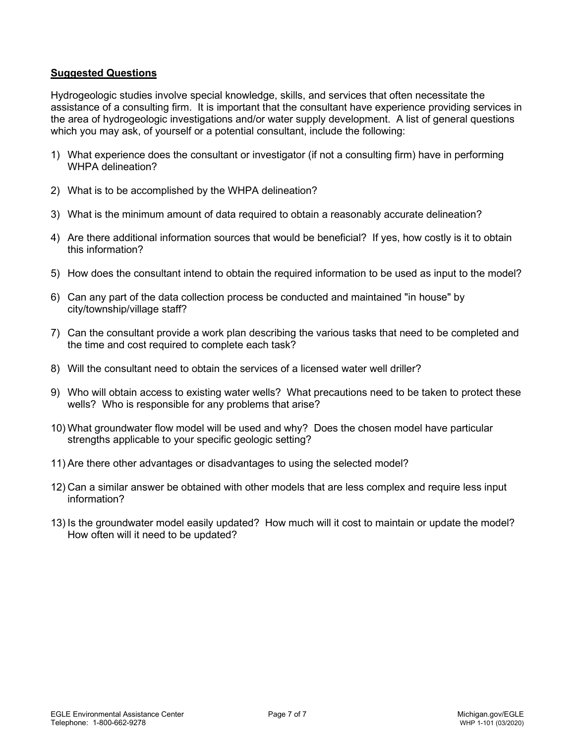**Suggested Questions**

Hydrogeologic studies involve special knowledge, skills, and services that often necessitate the assistance of a consulting firm. It is important that the consultant have experience providing services in the area of hydrogeologic investigations and/or water supply development. A list of general questions which you may ask, of yourself or a potential consultant, include the following:

1) What experience does the consultant or investigator (if not a consulting firm) have in performing WHPA delineation?
2) What is to be accomplished by the WHPA delineation?
3) What is the minimum amount of data required to obtain a reasonably accurate delineation?
4) Are there additional information sources that would be beneficial? If yes, how costly is it to obtain this information?
5) How does the consultant intend to obtain the required information to be used as input to the model?
6) Can any part of the data collection process be conducted and maintained "in house" by city/township/village staff?
7) Can the consultant provide a work plan describing the various tasks that need to be completed and the time and cost required to complete each task?
8) Will the consultant need to obtain the services of a licensed water well driller?
9) Who will obtain access to existing water wells? What precautions need to be taken to protect these wells? Who is responsible for any problems that arise?
10) What groundwater flow model will be used and why? Does the chosen model have particular strengths applicable to your specific geologic setting?
11) Are there other advantages or disadvantages to using the selected model?
12) Can a similar answer be obtained with other models that are less complex and require less input information?
13) Is the groundwater model easily updated? How much will it cost to maintain or update the model? How often will it need to be updated?